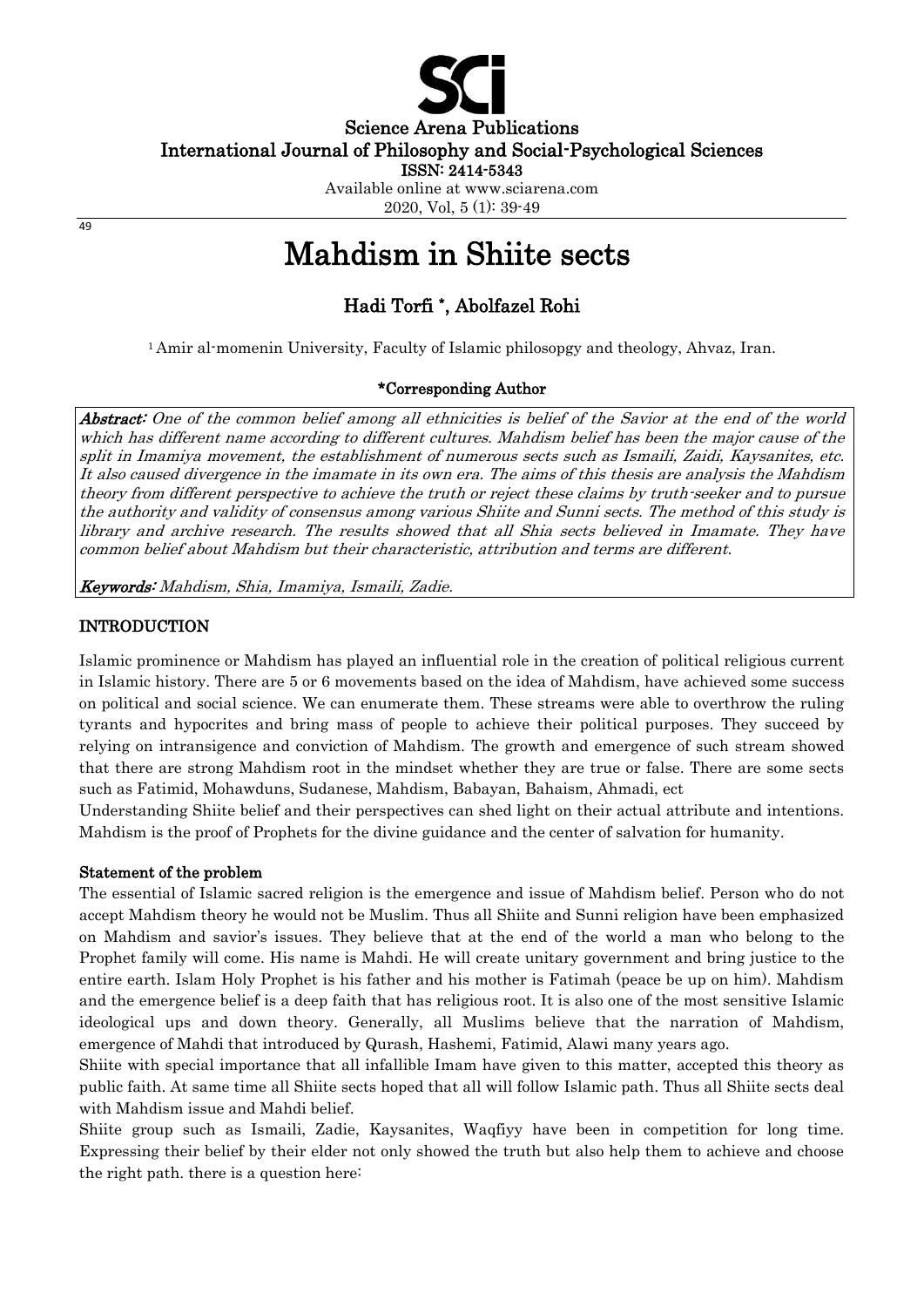Science Arena Publications
International Journal of Philosophy and Social-Psychological Sciences
ISSN: 2414-5343
Available online at www.sciarena.com
2020, Vol, 5 (1): 39-49

# Mahdism in Shiite sects

## Hadi Torfi *, Abolfazel Rohi

[1] Amir al-momenin University, Faculty of Islamic philosopgy and theology, Ahvaz, Iran.

**\*Corresponding Author**

***Abstract:*** *One of the common belief among all ethnicities is belief of the Savior at the end of the world which has different name according to different cultures. Mahdism belief has been the major cause of the split in Imamiya movement, the establishment of numerous sects such as Ismaili, Zaidi, Kaysanites, etc. It also caused divergence in the imamate in its own era. The aims of this thesis are analysis the Mahdism theory from different perspective to achieve the truth or reject these claims by truth-seeker and to pursue the authority and validity of consensus among various Shiite and Sunni sects. The method of this study is library and archive research. The results showed that all Shia sects believed in Imamate. They have common belief about Mahdism but their characteristic, attribution and terms are different.*

***Keywords:*** *Mahdism, Shia, Imamiya, Ismaili, Zadie.*

## INTRODUCTION

Islamic prominence or Mahdism has played an influential role in the creation of political religious current in Islamic history. There are 5 or 6 movements based on the idea of Mahdism, have achieved some success on political and social science. We can enumerate them. These streams were able to overthrow the ruling tyrants and hypocrites and bring mass of people to achieve their political purposes. They succeed by relying on intransigence and conviction of Mahdism. The growth and emergence of such stream showed that there are strong Mahdism root in the mindset whether they are true or false. There are some sects such as Fatimid, Mohawduns, Sudanese, Mahdism, Babayan, Bahaism, Ahmadi, ect

Understanding Shiite belief and their perspectives can shed light on their actual attribute and intentions. Mahdism is the proof of Prophets for the divine guidance and the center of salvation for humanity.

### Statement of the problem

The essential of Islamic sacred religion is the emergence and issue of Mahdism belief. Person who do not accept Mahdism theory he would not be Muslim. Thus all Shiite and Sunni religion have been emphasized on Mahdism and savior's issues. They believe that at the end of the world a man who belong to the Prophet family will come. His name is Mahdi. He will create unitary government and bring justice to the entire earth. Islam Holy Prophet is his father and his mother is Fatimah (peace be up on him). Mahdism and the emergence belief is a deep faith that has religious root. It is also one of the most sensitive Islamic ideological ups and down theory. Generally, all Muslims believe that the narration of Mahdism, emergence of Mahdi that introduced by Qurash, Hashemi, Fatimid, Alawi many years ago.

Shiite with special importance that all infallible Imam have given to this matter, accepted this theory as public faith. At same time all Shiite sects hoped that all will follow Islamic path. Thus all Shiite sects deal with Mahdism issue and Mahdi belief.

Shiite group such as Ismaili, Zadie, Kaysanites, Waqfiyy have been in competition for long time. Expressing their belief by their elder not only showed the truth but also help them to achieve and choose the right path. there is a question here: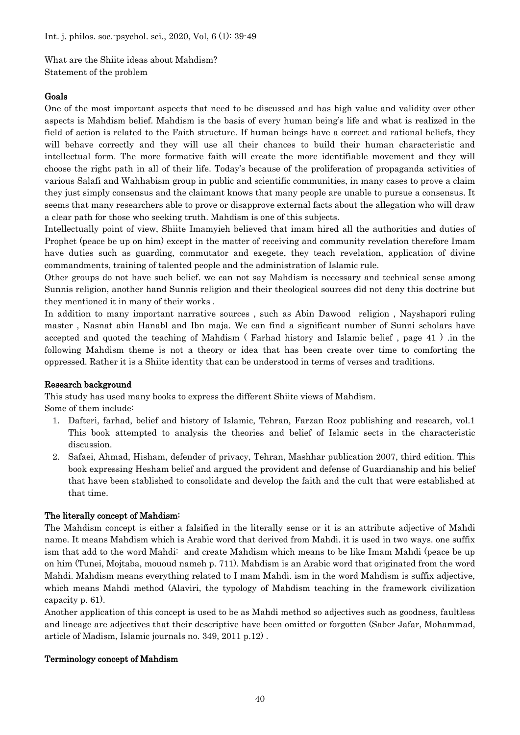What are the Shiite ideas about Mahdism?
Statement of the problem

## Goals

One of the most important aspects that need to be discussed and has high value and validity over other aspects is Mahdism belief. Mahdism is the basis of every human being's life and what is realized in the field of action is related to the Faith structure. If human beings have a correct and rational beliefs, they will behave correctly and they will use all their chances to build their human characteristic and intellectual form. The more formative faith will create the more identifiable movement and they will choose the right path in all of their life. Today's because of the proliferation of propaganda activities of various Salafi and Wahhabism group in public and scientific communities, in many cases to prove a claim they just simply consensus and the claimant knows that many people are unable to pursue a consensus. It seems that many researchers able to prove or disapprove external facts about the allegation who will draw a clear path for those who seeking truth. Mahdism is one of this subjects.

Intellectually point of view, Shiite Imamyieh believed that imam hired all the authorities and duties of Prophet (peace be up on him) except in the matter of receiving and community revelation therefore Imam have duties such as guarding, commutator and exegete, they teach revelation, application of divine commandments, training of talented people and the administration of Islamic rule.

Other groups do not have such belief. we can not say Mahdism is necessary and technical sense among Sunnis religion, another hand Sunnis religion and their theological sources did not deny this doctrine but they mentioned it in many of their works .

In addition to many important narrative sources , such as Abin Dawood religion , Nayshapori ruling master , Nasnat abin Hanabl and Ibn maja. We can find a significant number of Sunni scholars have accepted and quoted the teaching of Mahdism ( Farhad history and Islamic belief , page 41 ) .in the following Mahdism theme is not a theory or idea that has been create over time to comforting the oppressed. Rather it is a Shiite identity that can be understood in terms of verses and traditions.

## Research background

This study has used many books to express the different Shiite views of Mahdism.
Some of them include:

1. Dafteri, farhad, belief and history of Islamic, Tehran, Farzan Rooz publishing and research, vol.1 This book attempted to analysis the theories and belief of Islamic sects in the characteristic discussion.
2. Safaei, Ahmad, Hisham, defender of privacy, Tehran, Mashhar publication 2007, third edition. This book expressing Hesham belief and argued the provident and defense of Guardianship and his belief that have been stablished to consolidate and develop the faith and the cult that were established at that time.

## The literally concept of Mahdism:

The Mahdism concept is either a falsified in the literally sense or it is an attribute adjective of Mahdi name. It means Mahdism which is Arabic word that derived from Mahdi. it is used in two ways. one suffix ism that add to the word Mahdi: and create Mahdism which means to be like Imam Mahdi (peace be up on him (Tunei, Mojtaba, mououd nameh p. 711). Mahdism is an Arabic word that originated from the word Mahdi. Mahdism means everything related to I mam Mahdi. ism in the word Mahdism is suffix adjective, which means Mahdi method (Alaviri, the typology of Mahdism teaching in the framework civilization capacity p. 61).

Another application of this concept is used to be as Mahdi method so adjectives such as goodness, faultless and lineage are adjectives that their descriptive have been omitted or forgotten (Saber Jafar, Mohammad, article of Madism, Islamic journals no. 349, 2011 p.12) .

## Terminology concept of Mahdism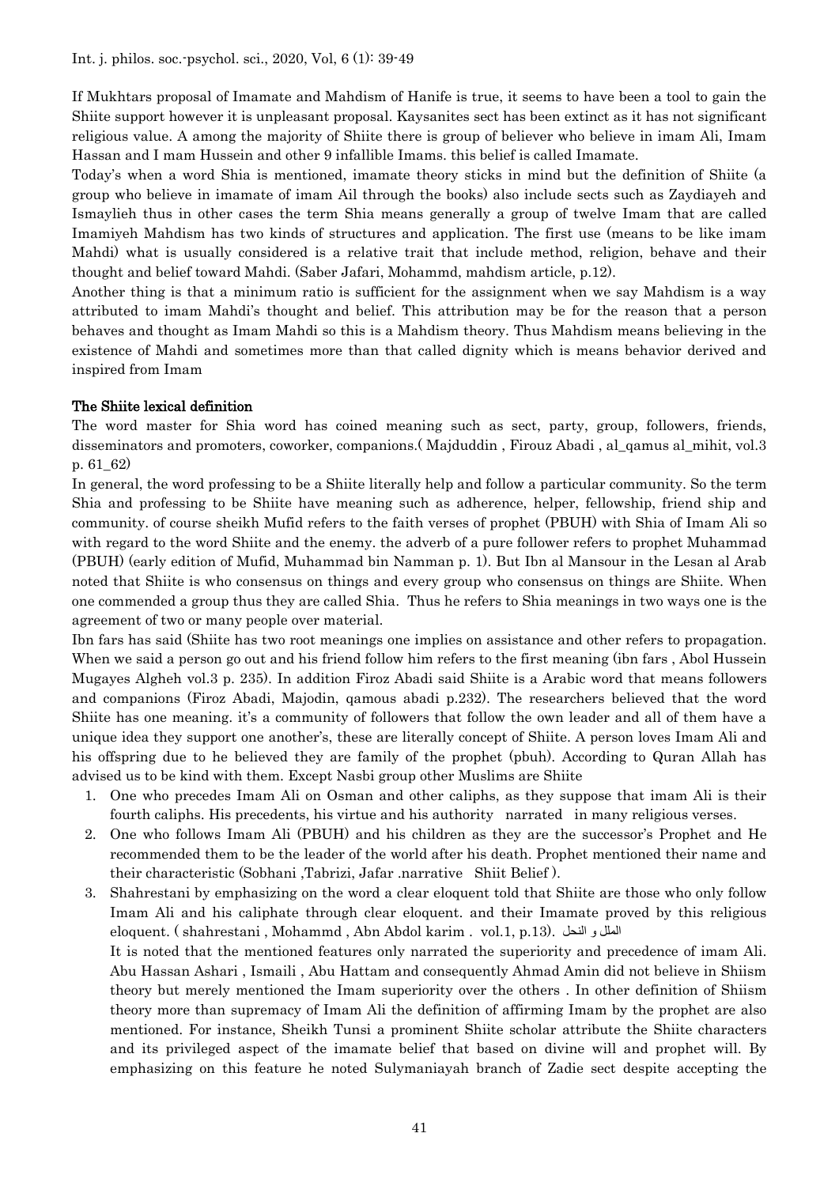If Mukhtars proposal of Imamate and Mahdism of Hanife is true, it seems to have been a tool to gain the Shiite support however it is unpleasant proposal. Kaysanites sect has been extinct as it has not significant religious value. A among the majority of Shiite there is group of believer who believe in imam Ali, Imam Hassan and I mam Hussein and other 9 infallible Imams. this belief is called Imamate.

Today's when a word Shia is mentioned, imamate theory sticks in mind but the definition of Shiite (a group who believe in imamate of imam Ail through the books) also include sects such as Zaydiayeh and Ismaylieh thus in other cases the term Shia means generally a group of twelve Imam that are called Imamiyeh Mahdism has two kinds of structures and application. The first use (means to be like imam Mahdi) what is usually considered is a relative trait that include method, religion, behave and their thought and belief toward Mahdi. (Saber Jafari, Mohammd, mahdism article, p.12).

Another thing is that a minimum ratio is sufficient for the assignment when we say Mahdism is a way attributed to imam Mahdi's thought and belief. This attribution may be for the reason that a person behaves and thought as Imam Mahdi so this is a Mahdism theory. Thus Mahdism means believing in the existence of Mahdi and sometimes more than that called dignity which is means behavior derived and inspired from Imam

## The Shiite lexical definition

The word master for Shia word has coined meaning such as sect, party, group, followers, friends, disseminators and promoters, coworker, companions.( Majduddin , Firouz Abadi , al_qamus al_mihit, vol.3 p. 61_62)

In general, the word professing to be a Shiite literally help and follow a particular community. So the term Shia and professing to be Shiite have meaning such as adherence, helper, fellowship, friend ship and community. of course sheikh Mufid refers to the faith verses of prophet (PBUH) with Shia of Imam Ali so with regard to the word Shiite and the enemy. the adverb of a pure follower refers to prophet Muhammad (PBUH) (early edition of Mufid, Muhammad bin Namman p. 1). But Ibn al Mansour in the Lesan al Arab noted that Shiite is who consensus on things and every group who consensus on things are Shiite. When one commended a group thus they are called Shia. Thus he refers to Shia meanings in two ways one is the agreement of two or many people over material.

Ibn fars has said (Shiite has two root meanings one implies on assistance and other refers to propagation. When we said a person go out and his friend follow him refers to the first meaning (ibn fars , Abol Hussein Mugayes Algheh vol.3 p. 235). In addition Firoz Abadi said Shiite is a Arabic word that means followers and companions (Firoz Abadi, Majodin, qamous abadi p.232). The researchers believed that the word Shiite has one meaning. it's a community of followers that follow the own leader and all of them have a unique idea they support one another's, these are literally concept of Shiite. A person loves Imam Ali and his offspring due to he believed they are family of the prophet (pbuh). According to Quran Allah has advised us to be kind with them. Except Nasbi group other Muslims are Shiite

1. One who precedes Imam Ali on Osman and other caliphs, as they suppose that imam Ali is their fourth caliphs. His precedents, his virtue and his authority narrated in many religious verses.
2. One who follows Imam Ali (PBUH) and his children as they are the successor's Prophet and He recommended them to be the leader of the world after his death. Prophet mentioned their name and their characteristic (Sobhani ,Tabrizi, Jafar .narrative Shiit Belief ).
3. Shahrestani by emphasizing on the word a clear eloquent told that Shiite are those who only follow Imam Ali and his caliphate through clear eloquent. and their Imamate proved by this religious eloquent. ( shahrestani , Mohammd , Abn Abdol karim . vol.1, p.13). الملل و النحل

   It is noted that the mentioned features only narrated the superiority and precedence of imam Ali. Abu Hassan Ashari , Ismaili , Abu Hattam and consequently Ahmad Amin did not believe in Shiism theory but merely mentioned the Imam superiority over the others . In other definition of Shiism theory more than supremacy of Imam Ali the definition of affirming Imam by the prophet are also mentioned. For instance, Sheikh Tunsi a prominent Shiite scholar attribute the Shiite characters and its privileged aspect of the imamate belief that based on divine will and prophet will. By emphasizing on this feature he noted Sulymaniayah branch of Zadie sect despite accepting the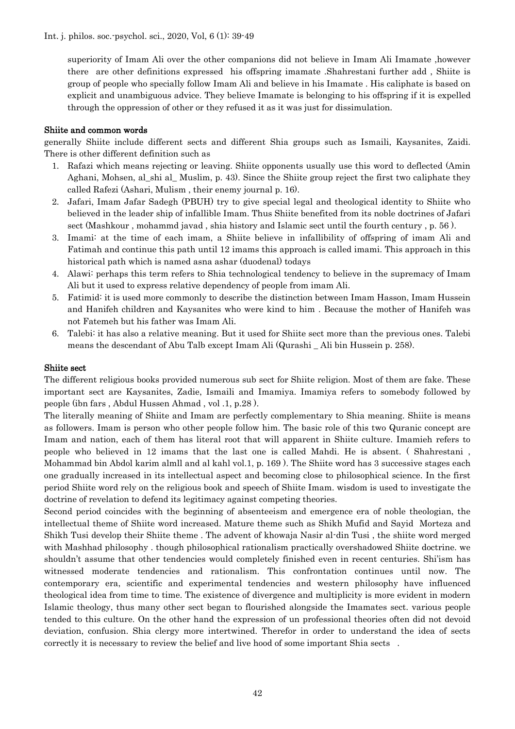superiority of Imam Ali over the other companions did not believe in Imam Ali Imamate ,however there are other definitions expressed his offspring imamate .Shahrestani further add , Shiite is group of people who specially follow Imam Ali and believe in his Imamate . His caliphate is based on explicit and unambiguous advice. They believe Imamate is belonging to his offspring if it is expelled through the oppression of other or they refused it as it was just for dissimulation.

### Shiite and common words

generally Shiite include different sects and different Shia groups such as Ismaili, Kaysanites, Zaidi. There is other different definition such as

1. Rafazi which means rejecting or leaving. Shiite opponents usually use this word to deflected (Amin Aghani, Mohsen, al_shi al_ Muslim, p. 43). Since the Shiite group reject the first two caliphate they called Rafezi (Ashari, Mulism , their enemy journal p. 16).
2. Jafari, Imam Jafar Sadegh (PBUH) try to give special legal and theological identity to Shiite who believed in the leader ship of infallible Imam. Thus Shiite benefited from its noble doctrines of Jafari sect (Mashkour , mohammd javad , shia history and Islamic sect until the fourth century , p. 56 ).
3. Imami: at the time of each imam, a Shiite believe in infallibility of offspring of imam Ali and Fatimah and continue this path until 12 imams this approach is called imami. This approach in this historical path which is named asna ashar (duodenal) todays
4. Alawi: perhaps this term refers to Shia technological tendency to believe in the supremacy of Imam Ali but it used to express relative dependency of people from imam Ali.
5. Fatimid: it is used more commonly to describe the distinction between Imam Hasson, Imam Hussein and Hanifeh children and Kaysanites who were kind to him . Because the mother of Hanifeh was not Fatemeh but his father was Imam Ali.
6. Talebi: it has also a relative meaning. But it used for Shiite sect more than the previous ones. Talebi means the descendant of Abu Talb except Imam Ali (Qurashi _ Ali bin Hussein p. 258).

### Shiite sect

The different religious books provided numerous sub sect for Shiite religion. Most of them are fake. These important sect are Kaysanites, Zadie, Ismaili and Imamiya. Imamiya refers to somebody followed by people (ibn fars , Abdul Hussen Ahmad , vol .1, p.28 ).

The literally meaning of Shiite and Imam are perfectly complementary to Shia meaning. Shiite is means as followers. Imam is person who other people follow him. The basic role of this two Quranic concept are Imam and nation, each of them has literal root that will apparent in Shiite culture. Imamieh refers to people who believed in 12 imams that the last one is called Mahdi. He is absent. ( Shahrestani , Mohammad bin Abdol karim almll and al kahl vol.1, p. 169 ). The Shiite word has 3 successive stages each one gradually increased in its intellectual aspect and becoming close to philosophical science. In the first period Shiite word rely on the religious book and speech of Shiite Imam. wisdom is used to investigate the doctrine of revelation to defend its legitimacy against competing theories.

Second period coincides with the beginning of absenteeism and emergence era of noble theologian, the intellectual theme of Shiite word increased. Mature theme such as Shikh Mufid and Sayid Morteza and Shikh Tusi develop their Shiite theme . The advent of khowaja Nasir al-din Tusi , the shiite word merged with Mashhad philosophy . though philosophical rationalism practically overshadowed Shiite doctrine. we shouldn't assume that other tendencies would completely finished even in recent centuries. Shi'ism has witnessed moderate tendencies and rationalism. This confrontation continues until now. The contemporary era, scientific and experimental tendencies and western philosophy have influenced theological idea from time to time. The existence of divergence and multiplicity is more evident in modern Islamic theology, thus many other sect began to flourished alongside the Imamates sect. various people tended to this culture. On the other hand the expression of un professional theories often did not devoid deviation, confusion. Shia clergy more intertwined. Therefor in order to understand the idea of sects correctly it is necessary to review the belief and live hood of some important Shia sects .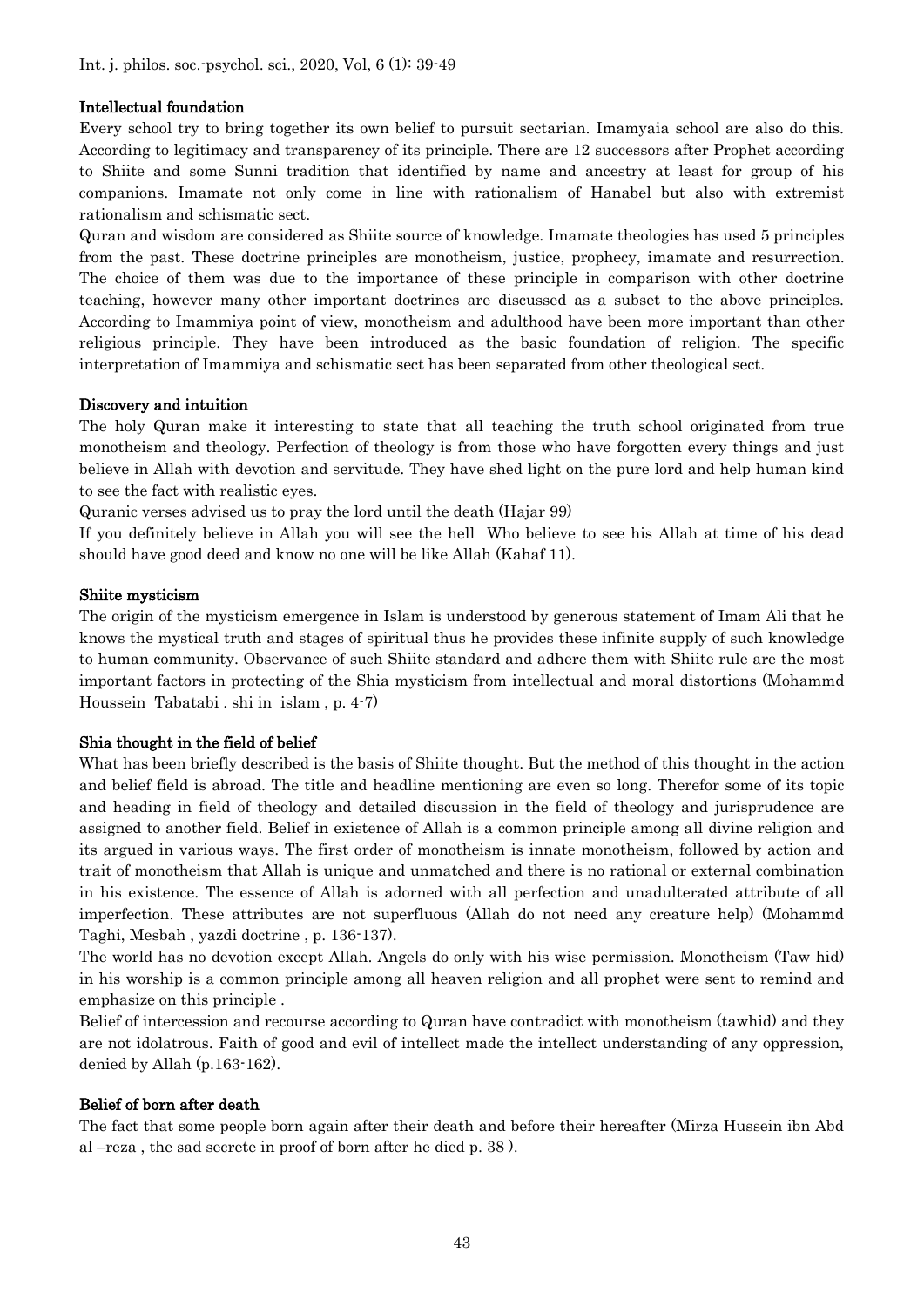## Intellectual foundation

Every school try to bring together its own belief to pursuit sectarian. Imamyaia school are also do this. According to legitimacy and transparency of its principle. There are 12 successors after Prophet according to Shiite and some Sunni tradition that identified by name and ancestry at least for group of his companions. Imamate not only come in line with rationalism of Hanabel but also with extremist rationalism and schismatic sect.

Quran and wisdom are considered as Shiite source of knowledge. Imamate theologies has used 5 principles from the past. These doctrine principles are monotheism, justice, prophecy, imamate and resurrection. The choice of them was due to the importance of these principle in comparison with other doctrine teaching, however many other important doctrines are discussed as a subset to the above principles. According to Imammiya point of view, monotheism and adulthood have been more important than other religious principle. They have been introduced as the basic foundation of religion. The specific interpretation of Imammiya and schismatic sect has been separated from other theological sect.

## Discovery and intuition

The holy Quran make it interesting to state that all teaching the truth school originated from true monotheism and theology. Perfection of theology is from those who have forgotten every things and just believe in Allah with devotion and servitude. They have shed light on the pure lord and help human kind to see the fact with realistic eyes.

Quranic verses advised us to pray the lord until the death (Hajar 99)

If you definitely believe in Allah you will see the hell Who believe to see his Allah at time of his dead should have good deed and know no one will be like Allah (Kahaf 11).

## Shiite mysticism

The origin of the mysticism emergence in Islam is understood by generous statement of Imam Ali that he knows the mystical truth and stages of spiritual thus he provides these infinite supply of such knowledge to human community. Observance of such Shiite standard and adhere them with Shiite rule are the most important factors in protecting of the Shia mysticism from intellectual and moral distortions (Mohammd Houssein Tabatabi . shi in islam , p. 4-7)

## Shia thought in the field of belief

What has been briefly described is the basis of Shiite thought. But the method of this thought in the action and belief field is abroad. The title and headline mentioning are even so long. Therefor some of its topic and heading in field of theology and detailed discussion in the field of theology and jurisprudence are assigned to another field. Belief in existence of Allah is a common principle among all divine religion and its argued in various ways. The first order of monotheism is innate monotheism, followed by action and trait of monotheism that Allah is unique and unmatched and there is no rational or external combination in his existence. The essence of Allah is adorned with all perfection and unadulterated attribute of all imperfection. These attributes are not superfluous (Allah do not need any creature help) (Mohammd Taghi, Mesbah , yazdi doctrine , p. 136-137).

The world has no devotion except Allah. Angels do only with his wise permission. Monotheism (Taw hid) in his worship is a common principle among all heaven religion and all prophet were sent to remind and emphasize on this principle .

Belief of intercession and recourse according to Quran have contradict with monotheism (tawhid) and they are not idolatrous. Faith of good and evil of intellect made the intellect understanding of any oppression, denied by Allah (p.163-162).

## Belief of born after death

The fact that some people born again after their death and before their hereafter (Mirza Hussein ibn Abd al –reza , the sad secrete in proof of born after he died p. 38 ).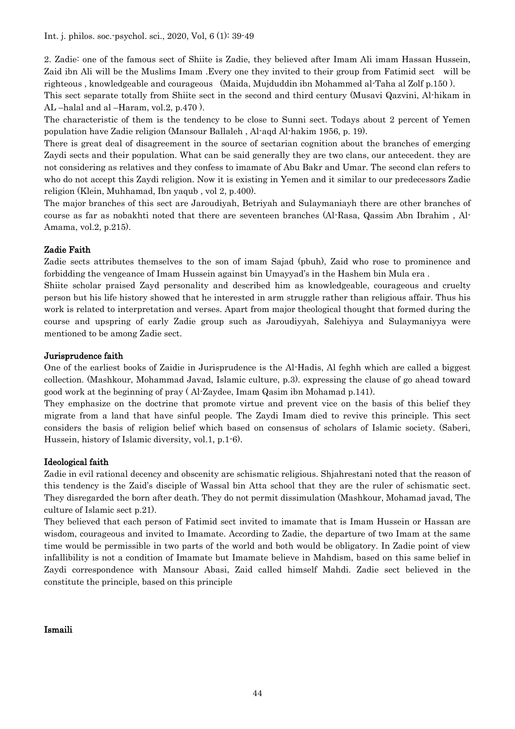2. Zadie: one of the famous sect of Shiite is Zadie, they believed after Imam Ali imam Hassan Hussein, Zaid ibn Ali will be the Muslims Imam .Every one they invited to their group from Fatimid sect will be righteous , knowledgeable and courageous (Maida, Mujduddin ibn Mohammed al-Taha al Zolf p.150 ).

This sect separate totally from Shiite sect in the second and third century (Musavi Qazvini, Al-hikam in AL –halal and al –Haram, vol.2, p.470 ).

The characteristic of them is the tendency to be close to Sunni sect. Todays about 2 percent of Yemen population have Zadie religion (Mansour Ballaleh , Al-aqd Al-hakim 1956, p. 19).

There is great deal of disagreement in the source of sectarian cognition about the branches of emerging Zaydi sects and their population. What can be said generally they are two clans, our antecedent. they are not considering as relatives and they confess to imamate of Abu Bakr and Umar. The second clan refers to who do not accept this Zaydi religion. Now it is existing in Yemen and it similar to our predecessors Zadie religion (Klein, Muhhamad, Ibn yaqub , vol 2, p.400).

The major branches of this sect are Jaroudiyah, Betriyah and Sulaymaniayh there are other branches of course as far as nobakhti noted that there are seventeen branches (Al-Rasa, Qassim Abn Ibrahim , Al-Amama, vol.2, p.215).

## Zadie Faith

Zadie sects attributes themselves to the son of imam Sajad (pbuh), Zaid who rose to prominence and forbidding the vengeance of Imam Hussein against bin Umayyad's in the Hashem bin Mula era .

Shiite scholar praised Zayd personality and described him as knowledgeable, courageous and cruelty person but his life history showed that he interested in arm struggle rather than religious affair. Thus his work is related to interpretation and verses. Apart from major theological thought that formed during the course and upspring of early Zadie group such as Jaroudiyyah, Salehiyya and Sulaymaniyya were mentioned to be among Zadie sect.

## Jurisprudence faith

One of the earliest books of Zaidie in Jurisprudence is the Al-Hadis, Al feghh which are called a biggest collection. (Mashkour, Mohammad Javad, Islamic culture, p.3). expressing the clause of go ahead toward good work at the beginning of pray ( Al-Zaydee, Imam Qasim ibn Mohamad p.141).

They emphasize on the doctrine that promote virtue and prevent vice on the basis of this belief they migrate from a land that have sinful people. The Zaydi Imam died to revive this principle. This sect considers the basis of religion belief which based on consensus of scholars of Islamic society. (Saberi, Hussein, history of Islamic diversity, vol.1, p.1-6).

## Ideological faith

Zadie in evil rational decency and obscenity are schismatic religious. Shjahrestani noted that the reason of this tendency is the Zaid's disciple of Wassal bin Atta school that they are the ruler of schismatic sect. They disregarded the born after death. They do not permit dissimulation (Mashkour, Mohamad javad, The culture of Islamic sect p.21).

They believed that each person of Fatimid sect invited to imamate that is Imam Hussein or Hassan are wisdom, courageous and invited to Imamate. According to Zadie, the departure of two Imam at the same time would be permissible in two parts of the world and both would be obligatory. In Zadie point of view infallibility is not a condition of Imamate but Imamate believe in Mahdism, based on this same belief in Zaydi correspondence with Mansour Abasi, Zaid called himself Mahdi. Zadie sect believed in the constitute the principle, based on this principle

## Ismaili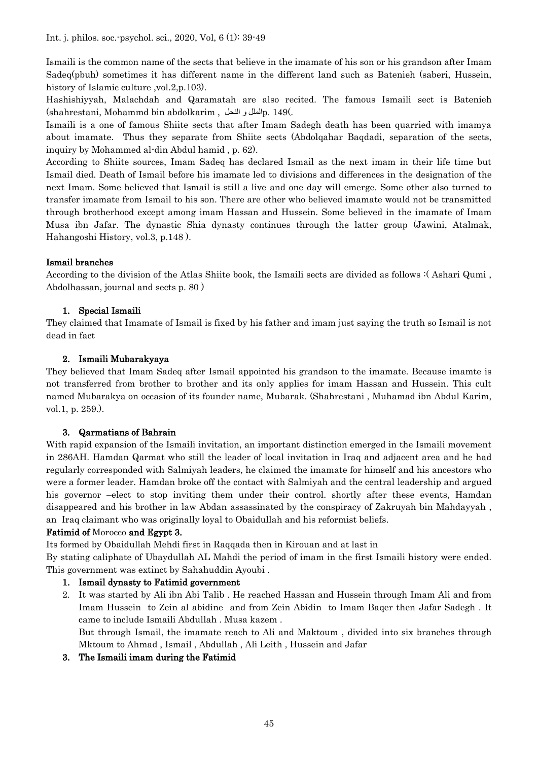Ismaili is the common name of the sects that believe in the imamate of his son or his grandson after Imam Sadeq(pbuh) sometimes it has different name in the different land such as Batenieh (saberi, Hussein, history of Islamic culture ,vol.2,p.103).

Hashishiyyah, Malachdah and Qaramatah are also recited. The famous Ismaili sect is Batenieh (shahrestani, Mohammd bin abdolkarim , الملل و النحل p. 149(.

Ismaili is a one of famous Shiite sects that after Imam Sadegh death has been quarried with imamya about imamate. Thus they separate from Shiite sects (Abdolqahar Baqdadi, separation of the sects, inquiry by Mohammed al-din Abdul hamid , p. 62).

According to Shiite sources, Imam Sadeq has declared Ismail as the next imam in their life time but Ismail died. Death of Ismail before his imamate led to divisions and differences in the designation of the next Imam. Some believed that Ismail is still a live and one day will emerge. Some other also turned to transfer imamate from Ismail to his son. There are other who believed imamate would not be transmitted through brotherhood except among imam Hassan and Hussein. Some believed in the imamate of Imam Musa ibn Jafar. The dynastic Shia dynasty continues through the latter group (Jawini, Atalmak, Hahangoshi History, vol.3, p.148 ).

### Ismail branches

According to the division of the Atlas Shiite book, the Ismaili sects are divided as follows :( Ashari Qumi , Abdolhassan, journal and sects p. 80 )

1. **Special Ismaili**

They claimed that Imamate of Ismail is fixed by his father and imam just saying the truth so Ismail is not dead in fact

2. **Ismaili Mubarakyaya**

They believed that Imam Sadeq after Ismail appointed his grandson to the imamate. Because imamte is not transferred from brother to brother and its only applies for imam Hassan and Hussein. This cult named Mubarakya on occasion of its founder name, Mubarak. (Shahrestani , Muhamad ibn Abdul Karim, vol.1, p. 259.).

3. **Qarmatians of Bahrain**

With rapid expansion of the Ismaili invitation, an important distinction emerged in the Ismaili movement in 286AH. Hamdan Qarmat who still the leader of local invitation in Iraq and adjacent area and he had regularly corresponded with Salmiyah leaders, he claimed the imamate for himself and his ancestors who were a former leader. Hamdan broke off the contact with Salmiyah and the central leadership and argued his governor –elect to stop inviting them under their control. shortly after these events, Hamdan disappeared and his brother in law Abdan assassinated by the conspiracy of Zakruyah bin Mahdayyah , an Iraq claimant who was originally loyal to Obaidullah and his reformist beliefs.

**Fatimid of Morocco and Egypt 3.**

Its formed by Obaidullah Mehdi first in Raqqada then in Kirouan and at last in

By stating caliphate of Ubaydullah AL Mahdi the period of imam in the first Ismaili history were ended. This government was extinct by Sahahuddin Ayoubi .

1. **Ismail dynasty to Fatimid government**
2. It was started by Ali ibn Abi Talib . He reached Hassan and Hussein through Imam Ali and from Imam Hussein to Zein al abidine and from Zein Abidin to Imam Baqer then Jafar Sadegh . It came to include Ismaili Abdullah . Musa kazem .

   But through Ismail, the imamate reach to Ali and Maktoum , divided into six branches through Mktoum to Ahmad , Ismail , Abdullah , Ali Leith , Hussein and Jafar
3. **The Ismaili imam during the Fatimid**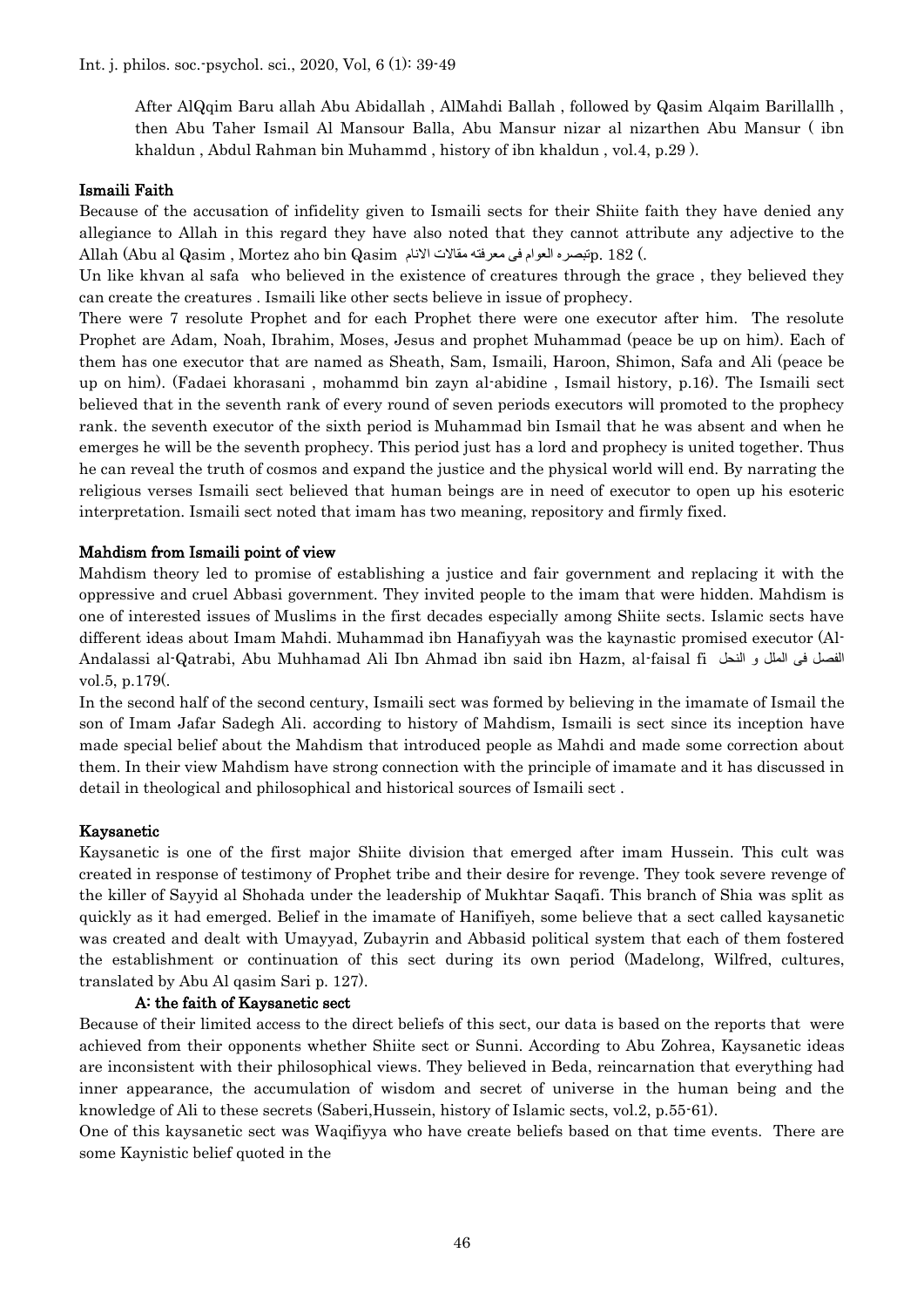After AlQqim Baru allah Abu Abidallah , AlMahdi Ballah , followed by Qasim Alqaim Barillallh , then Abu Taher Ismail Al Mansour Balla, Abu Mansur nizar al nizarthen Abu Mansur ( ibn khaldun , Abdul Rahman bin Muhammd , history of ibn khaldun , vol.4, p.29 ).

## Ismaili Faith

Because of the accusation of infidelity given to Ismaili sects for their Shiite faith they have denied any allegiance to Allah in this regard they have also noted that they cannot attribute any adjective to the Allah (Abu al Qasim , Mortez aho bin Qasim تبصره العوام فی معرفته مقالات الانام p. 182 ).

Un like khvan al safa who believed in the existence of creatures through the grace , they believed they can create the creatures . Ismaili like other sects believe in issue of prophecy.

There were 7 resolute Prophet and for each Prophet there were one executor after him. The resolute Prophet are Adam, Noah, Ibrahim, Moses, Jesus and prophet Muhammad (peace be up on him). Each of them has one executor that are named as Sheath, Sam, Ismaili, Haroon, Shimon, Safa and Ali (peace be up on him). (Fadaei khorasani , mohammd bin zayn al-abidine , Ismail history, p.16). The Ismaili sect believed that in the seventh rank of every round of seven periods executors will promoted to the prophecy rank. the seventh executor of the sixth period is Muhammad bin Ismail that he was absent and when he emerges he will be the seventh prophecy. This period just has a lord and prophecy is united together. Thus he can reveal the truth of cosmos and expand the justice and the physical world will end. By narrating the religious verses Ismaili sect believed that human beings are in need of executor to open up his esoteric interpretation. Ismaili sect noted that imam has two meaning, repository and firmly fixed.

## Mahdism from Ismaili point of view

Mahdism theory led to promise of establishing a justice and fair government and replacing it with the oppressive and cruel Abbasi government. They invited people to the imam that were hidden. Mahdism is one of interested issues of Muslims in the first decades especially among Shiite sects. Islamic sects have different ideas about Imam Mahdi. Muhammad ibn Hanafiyyah was the kaynastic promised executor (Al-Andalassi al-Qatrabi, Abu Muhhamad Ali Ibn Ahmad ibn said ibn Hazm, al-faisal fi الفصل فی الملل و النحل vol.5, p.179(.

In the second half of the second century, Ismaili sect was formed by believing in the imamate of Ismail the son of Imam Jafar Sadegh Ali. according to history of Mahdism, Ismaili is sect since its inception have made special belief about the Mahdism that introduced people as Mahdi and made some correction about them. In their view Mahdism have strong connection with the principle of imamate and it has discussed in detail in theological and philosophical and historical sources of Ismaili sect .

## Kaysanetic

Kaysanetic is one of the first major Shiite division that emerged after imam Hussein. This cult was created in response of testimony of Prophet tribe and their desire for revenge. They took severe revenge of the killer of Sayyid al Shohada under the leadership of Mukhtar Saqafi. This branch of Shia was split as quickly as it had emerged. Belief in the imamate of Hanifiyeh, some believe that a sect called kaysanetic was created and dealt with Umayyad, Zubayrin and Abbasid political system that each of them fostered the establishment or continuation of this sect during its own period (Madelong, Wilfred, cultures, translated by Abu Al qasim Sari p. 127).

### A: the faith of Kaysanetic sect

Because of their limited access to the direct beliefs of this sect, our data is based on the reports that were achieved from their opponents whether Shiite sect or Sunni. According to Abu Zohrea, Kaysanetic ideas are inconsistent with their philosophical views. They believed in Beda, reincarnation that everything had inner appearance, the accumulation of wisdom and secret of universe in the human being and the knowledge of Ali to these secrets (Saberi,Hussein, history of Islamic sects, vol.2, p.55-61).

One of this kaysanetic sect was Waqifiyya who have create beliefs based on that time events. There are some Kaynistic belief quoted in the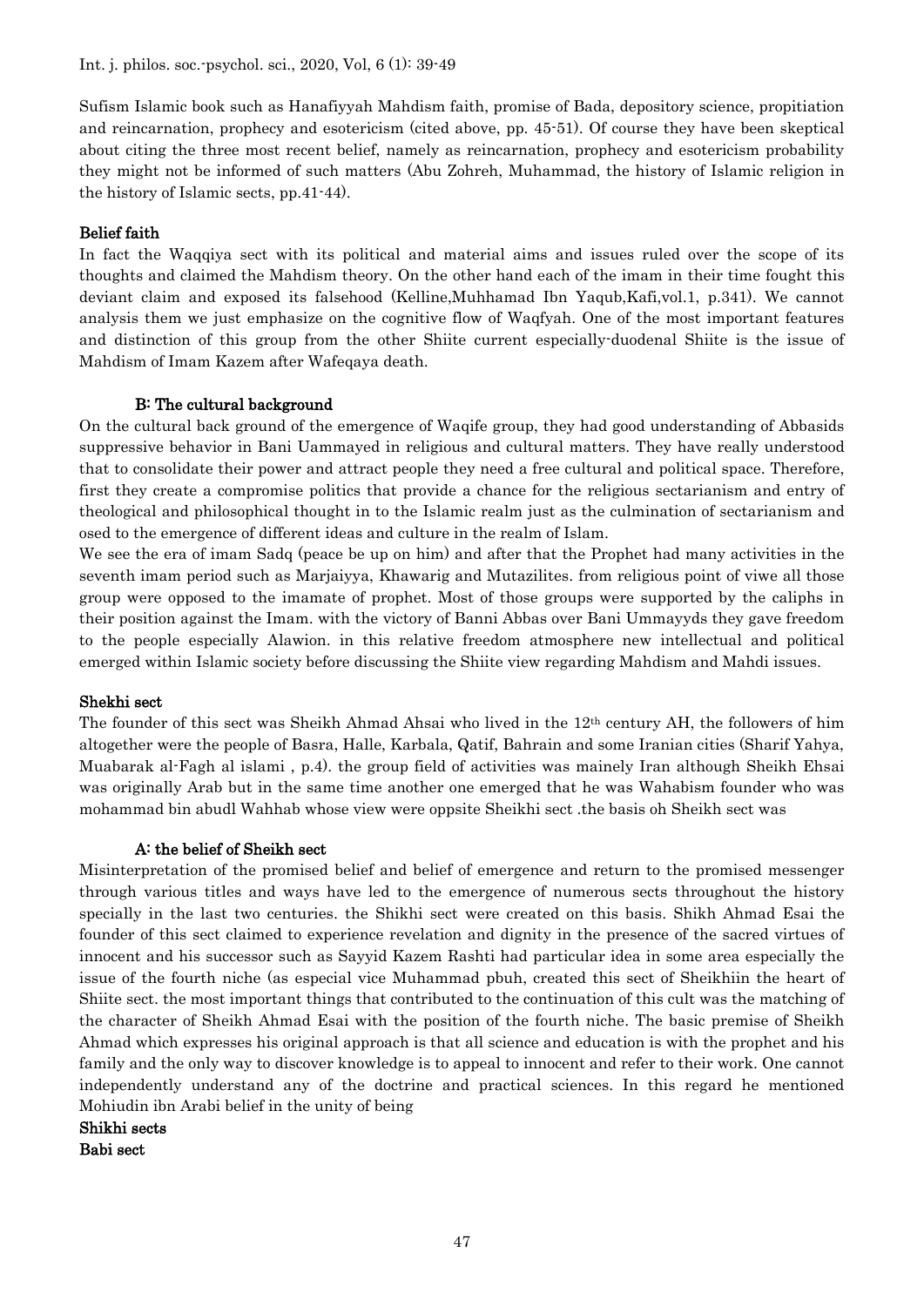Sufism Islamic book such as Hanafiyyah Mahdism faith, promise of Bada, depository science, propitiation and reincarnation, prophecy and esotericism (cited above, pp. 45-51). Of course they have been skeptical about citing the three most recent belief, namely as reincarnation, prophecy and esotericism probability they might not be informed of such matters (Abu Zohreh, Muhammad, the history of Islamic religion in the history of Islamic sects, pp.41-44).

## Belief faith

In fact the Waqqiya sect with its political and material aims and issues ruled over the scope of its thoughts and claimed the Mahdism theory. On the other hand each of the imam in their time fought this deviant claim and exposed its falsehood (Kelline,Muhhamad Ibn Yaqub,Kafi,vol.1, p.341). We cannot analysis them we just emphasize on the cognitive flow of Waqfyah. One of the most important features and distinction of this group from the other Shiite current especially-duodenal Shiite is the issue of Mahdism of Imam Kazem after Wafeqaya death.

### B: The cultural background

On the cultural back ground of the emergence of Waqife group, they had good understanding of Abbasids suppressive behavior in Bani Uammayed in religious and cultural matters. They have really understood that to consolidate their power and attract people they need a free cultural and political space. Therefore, first they create a compromise politics that provide a chance for the religious sectarianism and entry of theological and philosophical thought in to the Islamic realm just as the culmination of sectarianism and osed to the emergence of different ideas and culture in the realm of Islam.

We see the era of imam Sadq (peace be up on him) and after that the Prophet had many activities in the seventh imam period such as Marjaiyya, Khawarig and Mutazilites. from religious point of viwe all those group were opposed to the imamate of prophet. Most of those groups were supported by the caliphs in their position against the Imam. with the victory of Banni Abbas over Bani Ummayyds they gave freedom to the people especially Alawion. in this relative freedom atmosphere new intellectual and political emerged within Islamic society before discussing the Shiite view regarding Mahdism and Mahdi issues.

## Shekhi sect

The founder of this sect was Sheikh Ahmad Ahsai who lived in the 12th century AH, the followers of him altogether were the people of Basra, Halle, Karbala, Qatif, Bahrain and some Iranian cities (Sharif Yahya, Muabarak al-Fagh al islami , p.4). the group field of activities was mainly Iran although Sheikh Ehsai was originally Arab but in the same time another one emerged that he was Wahabism founder who was mohammad bin abudl Wahhab whose view were oppsite Sheikhi sect .the basis oh Sheikh sect was

### A: the belief of Sheikh sect

Misinterpretation of the promised belief and belief of emergence and return to the promised messenger through various titles and ways have led to the emergence of numerous sects throughout the history specially in the last two centuries. the Shikhi sect were created on this basis. Shikh Ahmad Esai the founder of this sect claimed to experience revelation and dignity in the presence of the sacred virtues of innocent and his successor such as Sayyid Kazem Rashti had particular idea in some area especially the issue of the fourth niche (as especial vice Muhammad pbuh, created this sect of Sheikhiin the heart of Shiite sect. the most important things that contributed to the continuation of this cult was the matching of the character of Sheikh Ahmad Esai with the position of the fourth niche. The basic premise of Sheikh Ahmad which expresses his original approach is that all science and education is with the prophet and his family and the only way to discover knowledge is to appeal to innocent and refer to their work. One cannot independently understand any of the doctrine and practical sciences. In this regard he mentioned Mohiudin ibn Arabi belief in the unity of being

## Shikhi sects

## Babi sect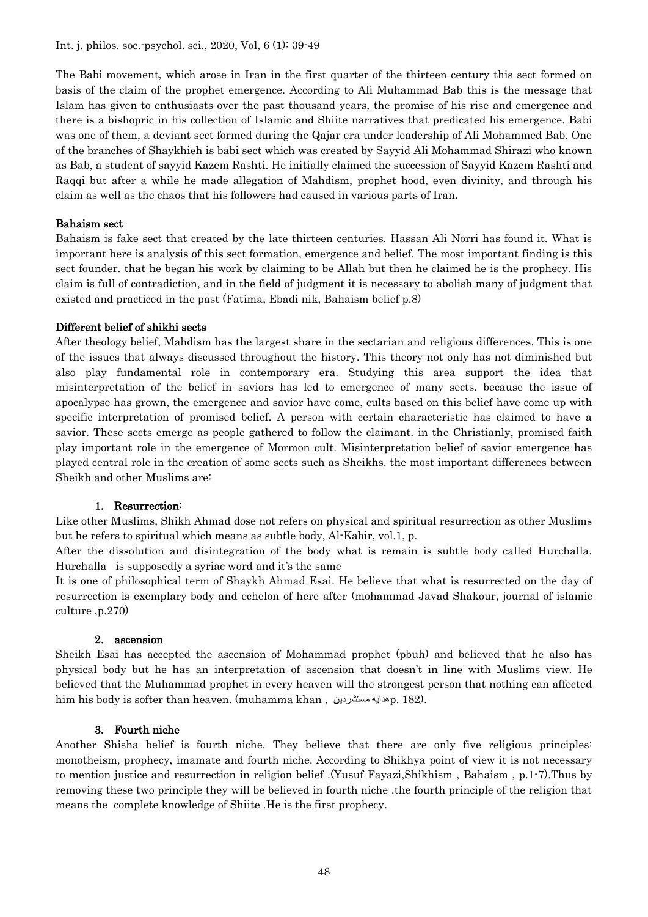The Babi movement, which arose in Iran in the first quarter of the thirteen century this sect formed on basis of the claim of the prophet emergence. According to Ali Muhammad Bab this is the message that Islam has given to enthusiasts over the past thousand years, the promise of his rise and emergence and there is a bishopric in his collection of Islamic and Shiite narratives that predicated his emergence. Babi was one of them, a deviant sect formed during the Qajar era under leadership of Ali Mohammed Bab. One of the branches of Shaykhieh is babi sect which was created by Sayyid Ali Mohammad Shirazi who known as Bab, a student of sayyid Kazem Rashti. He initially claimed the succession of Sayyid Kazem Rashti and Raqqi but after a while he made allegation of Mahdism, prophet hood, even divinity, and through his claim as well as the chaos that his followers had caused in various parts of Iran.

### Bahaism sect

Bahaism is fake sect that created by the late thirteen centuries. Hassan Ali Norri has found it. What is important here is analysis of this sect formation, emergence and belief. The most important finding is this sect founder. that he began his work by claiming to be Allah but then he claimed he is the prophecy. His claim is full of contradiction, and in the field of judgment it is necessary to abolish many of judgment that existed and practiced in the past (Fatima, Ebadi nik, Bahaism belief p.8)

### Different belief of shikhi sects

After theology belief, Mahdism has the largest share in the sectarian and religious differences. This is one of the issues that always discussed throughout the history. This theory not only has not diminished but also play fundamental role in contemporary era. Studying this area support the idea that misinterpretation of the belief in saviors has led to emergence of many sects. because the issue of apocalypse has grown, the emergence and savior have come, cults based on this belief have come up with specific interpretation of promised belief. A person with certain characteristic has claimed to have a savior. These sects emerge as people gathered to follow the claimant. in the Christianly, promised faith play important role in the emergence of Mormon cult. Misinterpretation belief of savior emergence has played central role in the creation of some sects such as Sheikhs. the most important differences between Sheikh and other Muslims are:

1. **Resurrection:**

Like other Muslims, Shikh Ahmad dose not refers on physical and spiritual resurrection as other Muslims but he refers to spiritual which means as subtle body, Al-Kabir, vol.1, p.

After the dissolution and disintegration of the body what is remain is subtle body called Hurchalla. Hurchalla is supposedly a syriac word and it's the same

It is one of philosophical term of Shaykh Ahmad Esai. He believe that what is resurrected on the day of resurrection is exemplary body and echelon of here after (mohammad Javad Shakour, journal of islamic culture ,p.270)

2. **ascension**

Sheikh Esai has accepted the ascension of Mohammad prophet (pbuh) and believed that he also has physical body but he has an interpretation of ascension that doesn't in line with Muslims view. He believed that the Muhammad prophet in every heaven will the strongest person that nothing can affected him his body is softer than heaven. (muhamma khan , هدایه مستشردین p. 182).

3. **Fourth niche**

Another Shisha belief is fourth niche. They believe that there are only five religious principles: monotheism, prophecy, imamate and fourth niche. According to Shikhya point of view it is not necessary to mention justice and resurrection in religion belief .(Yusuf Fayazi,Shikhism , Bahaism , p.1-7).Thus by removing these two principle they will be believed in fourth niche .the fourth principle of the religion that means the complete knowledge of Shiite .He is the first prophecy.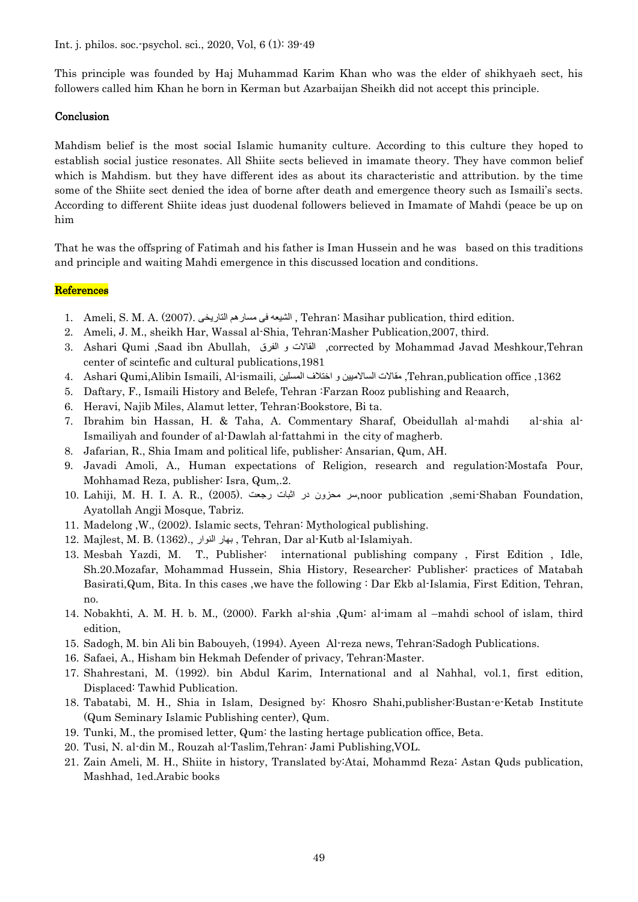This principle was founded by Haj Muhammad Karim Khan who was the elder of shikhyaeh sect, his followers called him Khan he born in Kerman but Azarbaijan Sheikh did not accept this principle.

## Conclusion

Mahdism belief is the most social Islamic humanity culture. According to this culture they hoped to establish social justice resonates. All Shiite sects believed in imamate theory. They have common belief which is Mahdism. but they have different ides as about its characteristic and attribution. by the time some of the Shiite sect denied the idea of borne after death and emergence theory such as Ismaili's sects. According to different Shiite ideas just duodenal followers believed in Imamate of Mahdi (peace be up on him

That he was the offspring of Fatimah and his father is Iman Hussein and he was based on this traditions and principle and waiting Mahdi emergence in this discussed location and conditions.

## References

1. Ameli, S. M. A. (2007). الشیعه فی مسارهم التاریخی , Tehran: Masihar publication, third edition.
2. Ameli, J. M., sheikh Har, Wassal al-Shia, Tehran:Masher Publication,2007, third.
3. Ashari Qumi ,Saad ibn Abullah, القالات و الفرق ,corrected by Mohammad Javad Meshkour,Tehran center of scintefic and cultural publications,1981
4. Ashari Qumi,Alibin Ismaili, Al-ismaili, مقالات السالامیین و اختلاف المسلین ,Tehran,publication office ,1362
5. Daftary, F., Ismaili History and Belefe, Tehran :Farzan Rooz publishing and Reaarch,
6. Heravi, Najib Miles, Alamut letter, Tehran:Bookstore, Bi ta.
7. Ibrahim bin Hassan, H. & Taha, A. Commentary Sharaf, Obeidullah al-mahdi al-shia al-Ismailiyah and founder of al-Dawlah al-fattahmi in the city of magherb.
8. Jafarian, R., Shia Imam and political life, publisher: Ansarian, Qum, AH.
9. Javadi Amoli, A., Human expectations of Religion, research and regulation:Mostafa Pour, Mohhamad Reza, publisher: Isra, Qum,.2.
10. Lahiji, M. H. I. A. R., (2005). سر محزون در اثبات رجعت ,noor publication ,semi-Shaban Foundation, Ayatollah Angji Mosque, Tabriz.
11. Madelong ,W., (2002). Islamic sects, Tehran: Mythological publishing.
12. Majlest, M. B. (1362)., بهار النوار , Tehran, Dar al-Kutb al-Islamiyah.
13. Mesbah Yazdi, M. T., Publisher: international publishing company , First Edition , Idle, Sh.20.Mozafar, Mohammad Hussein, Shia History, Researcher: Publisher: practices of Matabah Basirati,Qum, Bita. In this cases ,we have the following : Dar Ekb al-Islamia, First Edition, Tehran, no.
14. Nobakhti, A. M. H. b. M., (2000). Farkh al-shia ,Qum: al-imam al –mahdi school of islam, third edition,
15. Sadogh, M. bin Ali bin Babouyeh, (1994). Ayeen Al-reza news, Tehran:Sadogh Publications.
16. Safaei, A., Hisham bin Hekmah Defender of privacy, Tehran:Master.
17. Shahrestani, M. (1992). bin Abdul Karim, International and al Nahhal, vol.1, first edition, Displaced: Tawhid Publication.
18. Tabatabi, M. H., Shia in Islam, Designed by: Khosro Shahi,publisher:Bustan-e-Ketab Institute (Qum Seminary Islamic Publishing center), Qum.
19. Tunki, M., the promised letter, Qum: the lasting hertage publication office, Beta.
20. Tusi, N. al-din M., Rouzah al-Taslim,Tehran: Jami Publishing,VOL.
21. Zain Ameli, M. H., Shiite in history, Translated by:Atai, Mohammd Reza: Astan Quds publication, Mashhad, 1ed.Arabic books